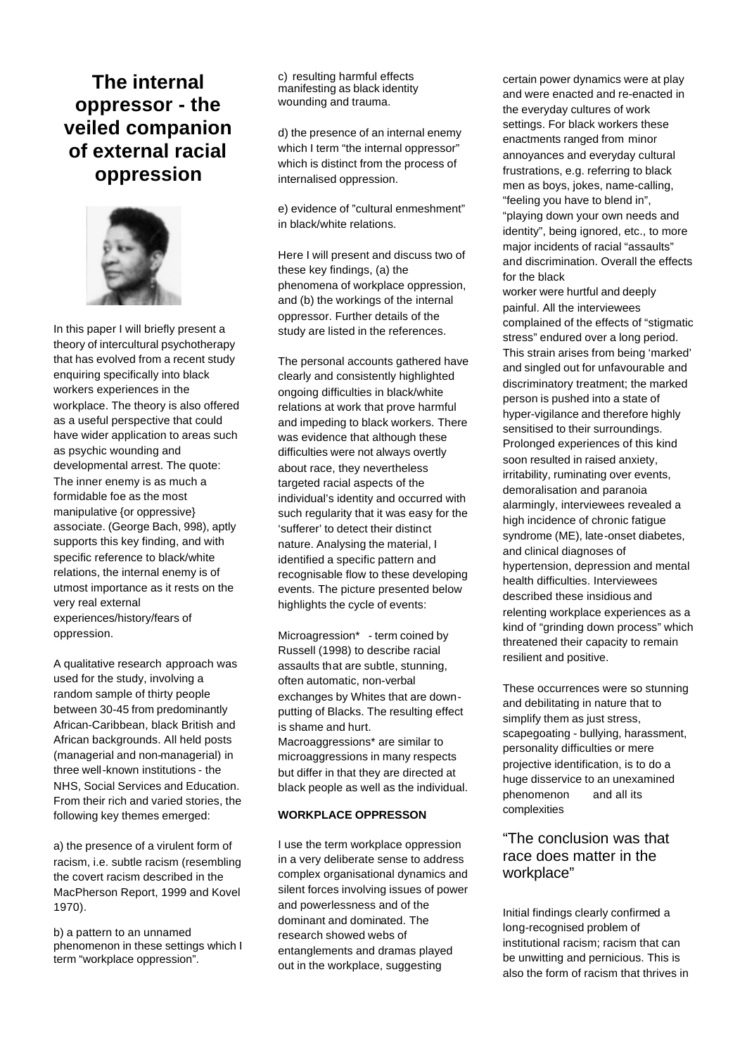# The internal oppressor - the veiled companion of external racial oppression

In this paper I will briefly present a theory of intercultural psychotherapy that has evolved from a recent study enquiring specifically into black workers experiences in the workplace. The theory is also offered as a useful perspective that could have wider application to areas such as psychic wounding and developmental arrest. The quote: The inner enemy is as much a formidable foe as the most manipulative {or oppressive} associate. (George Bach, 998), aptly supports this key finding, and with specific reference to black/white relations, the internal enemy is of utmost importance as it rests on the very real external experiences/history/fears of oppression.

A qualitative research approach was used for the study, involving a random sample of thirty people between 30-45 from predominantly African-Caribbean, black British and African backgrounds. All held posts (managerial and non-managerial) in three well-known institutions - the NHS, Social Services and Education. From their rich and varied stories, the following key themes emerged:

a) the presence of a virulent form of racism, i.e. subtle racism (resembling the covert racism described in the MacPherson Report, 1999 and Kovel 1970).

b) a pattern to an unnamed phenomenon in these settings which I term "workplace oppression".

c) resulting harmful effects manifesting as black identity wounding and trauma.

d) the presence of an internal enemy which I term "the internal oppressor" which is distinct from the process of internalised oppression.

e) evidence of "cultural enmeshment" in black/white relations.

Here I will present and discuss two of these key findings, (a) the phenomena of workplace oppression, and (b) the workings of the internal oppressor. Further details of the study are listed in the references.

The personal accounts gathered have clearly and consistently highlighted ongoing difficulties in black/white relations at work that prove harmful and impeding to black workers. There was evidence that although these difficulties were not always overtly about race, they nevertheless targeted racial aspects of the individual's identity and occurred with such regularity that it was easy for the 'sufferer' to detect their distinct nature. Analysing the material, I identified a specific pattern and recognisable flow to these developing events. The picture presented below highlights the cycle of events:

Microagression* - term coined by Russell (1998) to describe racial assaults that are subtle, stunning, often automatic, non-verbal exchanges by Whites that are down-putting of Blacks. The resulting effect is shame and hurt.
Macroaggressions* are similar to microaggressions in many respects but differ in that they are directed at black people as well as the individual.

## WORKPLACE OPPRESSON

I use the term workplace oppression in a very deliberate sense to address complex organisational dynamics and silent forces involving issues of power and powerlessness and of the dominant and dominated. The research showed webs of entanglements and dramas played out in the workplace, suggesting certain power dynamics were at play and were enacted and re-enacted in the everyday cultures of work settings. For black workers these enactments ranged from minor annoyances and everyday cultural frustrations, e.g. referring to black men as boys, jokes, name-calling, "feeling you have to blend in", "playing down your own needs and identity", being ignored, etc., to more major incidents of racial "assaults" and discrimination. Overall the effects for the black worker were hurtful and deeply painful. All the interviewees complained of the effects of "stigmatic stress" endured over a long period. This strain arises from being 'marked' and singled out for unfavourable and discriminatory treatment; the marked person is pushed into a state of hyper-vigilance and therefore highly sensitised to their surroundings. Prolonged experiences of this kind soon resulted in raised anxiety, irritability, ruminating over events, demoralisation and paranoia alarmingly, interviewees revealed a high incidence of chronic fatigue syndrome (ME), late-onset diabetes, and clinical diagnoses of hypertension, depression and mental health difficulties. Interviewees described these insidious and relenting workplace experiences as a kind of "grinding down process" which threatened their capacity to remain resilient and positive.

These occurrences were so stunning and debilitating in nature that to simplify them as just stress, scapegoating - bullying, harassment, personality difficulties or mere projective identification, is to do a huge disservice to an unexamined phenomenon and all its complexities

"The conclusion was that race does matter in the workplace"

Initial findings clearly confirmed a long-recognised problem of institutional racism; racism that can be unwitting and pernicious. This is also the form of racism that thrives in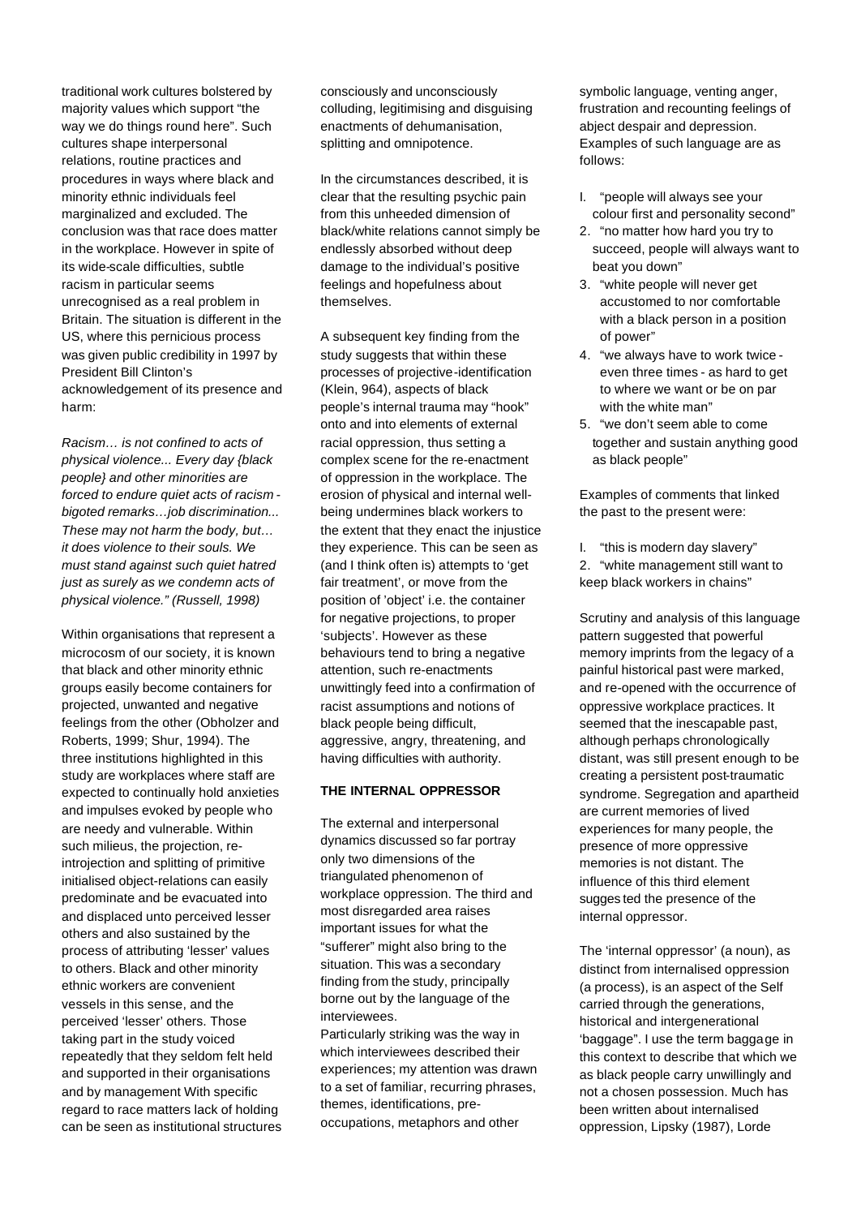traditional work cultures bolstered by majority values which support "the way we do things round here". Such cultures shape interpersonal relations, routine practices and procedures in ways where black and minority ethnic individuals feel marginalized and excluded. The conclusion was that race does matter in the workplace. However in spite of its wide-scale difficulties, subtle racism in particular seems unrecognised as a real problem in Britain. The situation is different in the US, where this pernicious process was given public credibility in 1997 by President Bill Clinton's acknowledgement of its presence and harm:

*Racism… is not confined to acts of physical violence... Every day {black people} and other minorities are forced to endure quiet acts of racism - bigoted remarks…job discrimination... These may not harm the body, but… it does violence to their souls. We must stand against such quiet hatred just as surely as we condemn acts of physical violence." (Russell, 1998)*

Within organisations that represent a microcosm of our society, it is known that black and other minority ethnic groups easily become containers for projected, unwanted and negative feelings from the other (Obholzer and Roberts, 1999; Shur, 1994). The three institutions highlighted in this study are workplaces where staff are expected to continually hold anxieties and impulses evoked by people who are needy and vulnerable. Within such milieus, the projection, re-introjection and splitting of primitive initialised object-relations can easily predominate and be evacuated into and displaced unto perceived lesser others and also sustained by the process of attributing 'lesser' values to others. Black and other minority ethnic workers are convenient vessels in this sense, and the perceived 'lesser' others. Those taking part in the study voiced repeatedly that they seldom felt held and supported in their organisations and by management With specific regard to race matters lack of holding can be seen as institutional structures consciously and unconsciously colluding, legitimising and disguising enactments of dehumanisation, splitting and omnipotence.

In the circumstances described, it is clear that the resulting psychic pain from this unheeded dimension of black/white relations cannot simply be endlessly absorbed without deep damage to the individual's positive feelings and hopefulness about themselves.

A subsequent key finding from the study suggests that within these processes of projective-identification (Klein, 964), aspects of black people's internal trauma may "hook" onto and into elements of external racial oppression, thus setting a complex scene for the re-enactment of oppression in the workplace. The erosion of physical and internal well-being undermines black workers to the extent that they enact the injustice they experience. This can be seen as (and I think often is) attempts to 'get fair treatment', or move from the position of 'object' i.e. the container for negative projections, to proper 'subjects'. However as these behaviours tend to bring a negative attention, such re-enactments unwittingly feed into a confirmation of racist assumptions and notions of black people being difficult, aggressive, angry, threatening, and having difficulties with authority.

## THE INTERNAL OPPRESSOR

The external and interpersonal dynamics discussed so far portray only two dimensions of the triangulated phenomenon of workplace oppression. The third and most disregarded area raises important issues for what the "sufferer" might also bring to the situation. This was a secondary finding from the study, principally borne out by the language of the interviewees.

Particularly striking was the way in which interviewees described their experiences; my attention was drawn to a set of familiar, recurring phrases, themes, identifications, pre-occupations, metaphors and other symbolic language, venting anger, frustration and recounting feelings of abject despair and depression. Examples of such language are as follows:

1. "people will always see your colour first and personality second"
2. "no matter how hard you try to succeed, people will always want to beat you down"
3. "white people will never get accustomed to nor comfortable with a black person in a position of power"
4. "we always have to work twice - even three times - as hard to get to where we want or be on par with the white man"
5. "we don't seem able to come together and sustain anything good as black people"

Examples of comments that linked the past to the present were:

1. "this is modern day slavery"
2. "white management still want to keep black workers in chains"

Scrutiny and analysis of this language pattern suggested that powerful memory imprints from the legacy of a painful historical past were marked, and re-opened with the occurrence of oppressive workplace practices. It seemed that the inescapable past, although perhaps chronologically distant, was still present enough to be creating a persistent post-traumatic syndrome. Segregation and apartheid are current memories of lived experiences for many people, the presence of more oppressive memories is not distant. The influence of this third element suggested the presence of the internal oppressor.

The 'internal oppressor' (a noun), as distinct from internalised oppression (a process), is an aspect of the Self carried through the generations, historical and intergenerational 'baggage". I use the term baggage in this context to describe that which we as black people carry unwillingly and not a chosen possession. Much has been written about internalised oppression, Lipsky (1987), Lorde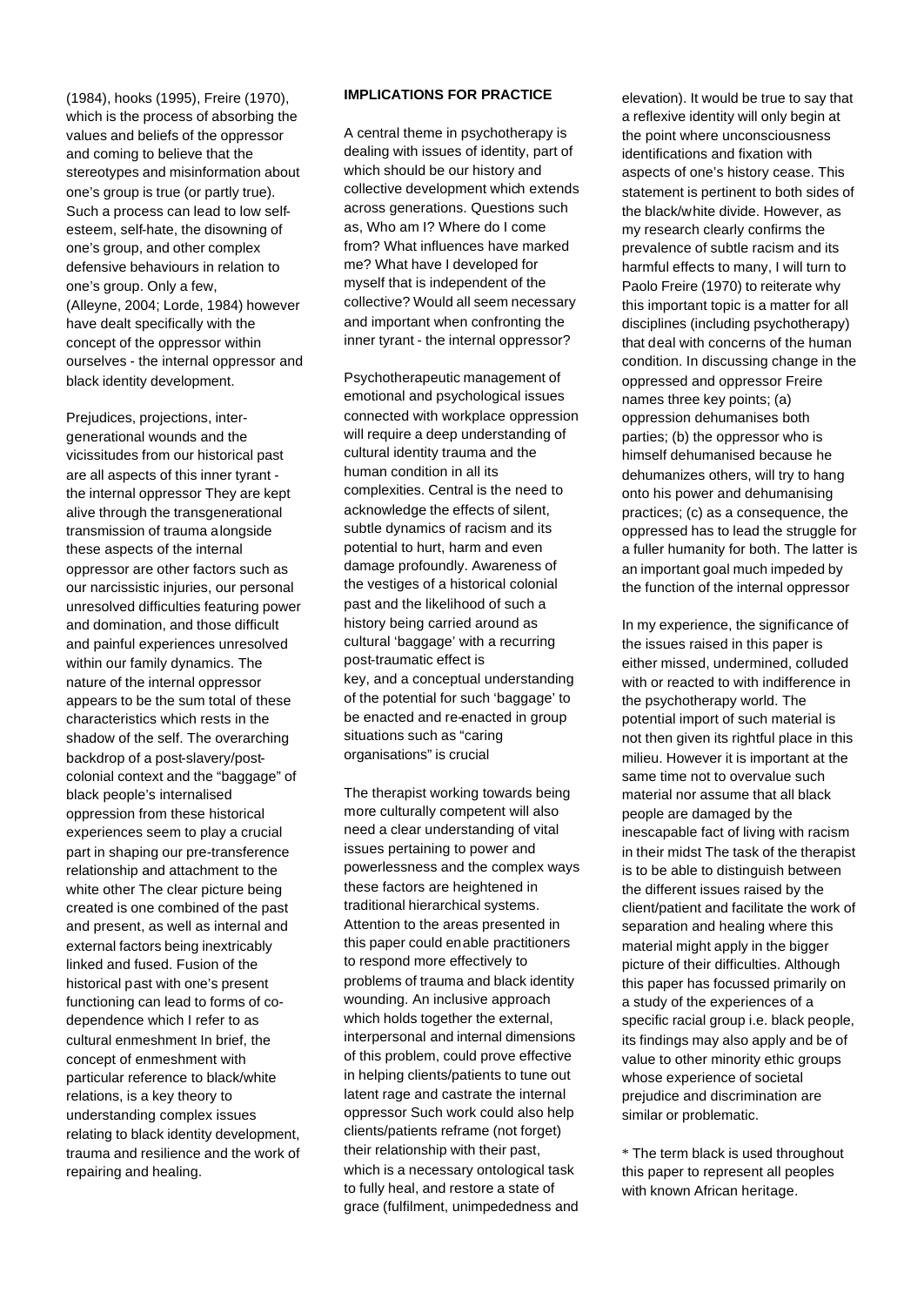(1984), hooks (1995), Freire (1970), which is the process of absorbing the values and beliefs of the oppressor and coming to believe that the stereotypes and misinformation about one's group is true (or partly true). Such a process can lead to low self-esteem, self-hate, the disowning of one's group, and other complex defensive behaviours in relation to one's group. Only a few, (Alleyne, 2004; Lorde, 1984) however have dealt specifically with the concept of the oppressor within ourselves - the internal oppressor and black identity development.

Prejudices, projections, inter-generational wounds and the vicissitudes from our historical past are all aspects of this inner tyrant - the internal oppressor They are kept alive through the transgenerational transmission of trauma alongside these aspects of the internal oppressor are other factors such as our narcissistic injuries, our personal unresolved difficulties featuring power and domination, and those difficult and painful experiences unresolved within our family dynamics. The nature of the internal oppressor appears to be the sum total of these characteristics which rests in the shadow of the self. The overarching backdrop of a post-slavery/post-colonial context and the "baggage" of black people's internalised oppression from these historical experiences seem to play a crucial part in shaping our pre-transference relationship and attachment to the white other The clear picture being created is one combined of the past and present, as well as internal and external factors being inextricably linked and fused. Fusion of the historical past with one's present functioning can lead to forms of co-dependence which I refer to as cultural enmeshment In brief, the concept of enmeshment with particular reference to black/white relations, is a key theory to understanding complex issues relating to black identity development, trauma and resilience and the work of repairing and healing.

**IMPLICATIONS FOR PRACTICE**

A central theme in psychotherapy is dealing with issues of identity, part of which should be our history and collective development which extends across generations. Questions such as, Who am I? Where do I come from? What influences have marked me? What have I developed for myself that is independent of the collective? Would all seem necessary and important when confronting the inner tyrant - the internal oppressor?

Psychotherapeutic management of emotional and psychological issues connected with workplace oppression will require a deep understanding of cultural identity trauma and the human condition in all its complexities. Central is the need to acknowledge the effects of silent, subtle dynamics of racism and its potential to hurt, harm and even damage profoundly. Awareness of the vestiges of a historical colonial past and the likelihood of such a history being carried around as cultural 'baggage' with a recurring post-traumatic effect is key, and a conceptual understanding of the potential for such 'baggage' to be enacted and re-enacted in group situations such as "caring organisations" is crucial

The therapist working towards being more culturally competent will also need a clear understanding of vital issues pertaining to power and powerlessness and the complex ways these factors are heightened in traditional hierarchical systems. Attention to the areas presented in this paper could enable practitioners to respond more effectively to problems of trauma and black identity wounding. An inclusive approach which holds together the external, interpersonal and internal dimensions of this problem, could prove effective in helping clients/patients to tune out latent rage and castrate the internal oppressor Such work could also help clients/patients reframe (not forget) their relationship with their past, which is a necessary ontological task to fully heal, and restore a state of grace (fulfilment, unimpededness and elevation). It would be true to say that a reflexive identity will only begin at the point where unconsciousness identifications and fixation with aspects of one's history cease. This statement is pertinent to both sides of the black/white divide. However, as my research clearly confirms the prevalence of subtle racism and its harmful effects to many, I will turn to Paolo Freire (1970) to reiterate why this important topic is a matter for all disciplines (including psychotherapy) that deal with concerns of the human condition. In discussing change in the oppressed and oppressor Freire names three key points; (a) oppression dehumanises both parties; (b) the oppressor who is himself dehumanised because he dehumanizes others, will try to hang onto his power and dehumanising practices; (c) as a consequence, the oppressed has to lead the struggle for a fuller humanity for both. The latter is an important goal much impeded by the function of the internal oppressor

In my experience, the significance of the issues raised in this paper is either missed, undermined, colluded with or reacted to with indifference in the psychotherapy world. The potential import of such material is not then given its rightful place in this milieu. However it is important at the same time not to overvalue such material nor assume that all black people are damaged by the inescapable fact of living with racism in their midst The task of the therapist is to be able to distinguish between the different issues raised by the client/patient and facilitate the work of separation and healing where this material might apply in the bigger picture of their difficulties. Although this paper has focussed primarily on a study of the experiences of a specific racial group i.e. black people, its findings may also apply and be of value to other minority ethic groups whose experience of societal prejudice and discrimination are similar or problematic.

* The term black is used throughout this paper to represent all peoples with known African heritage.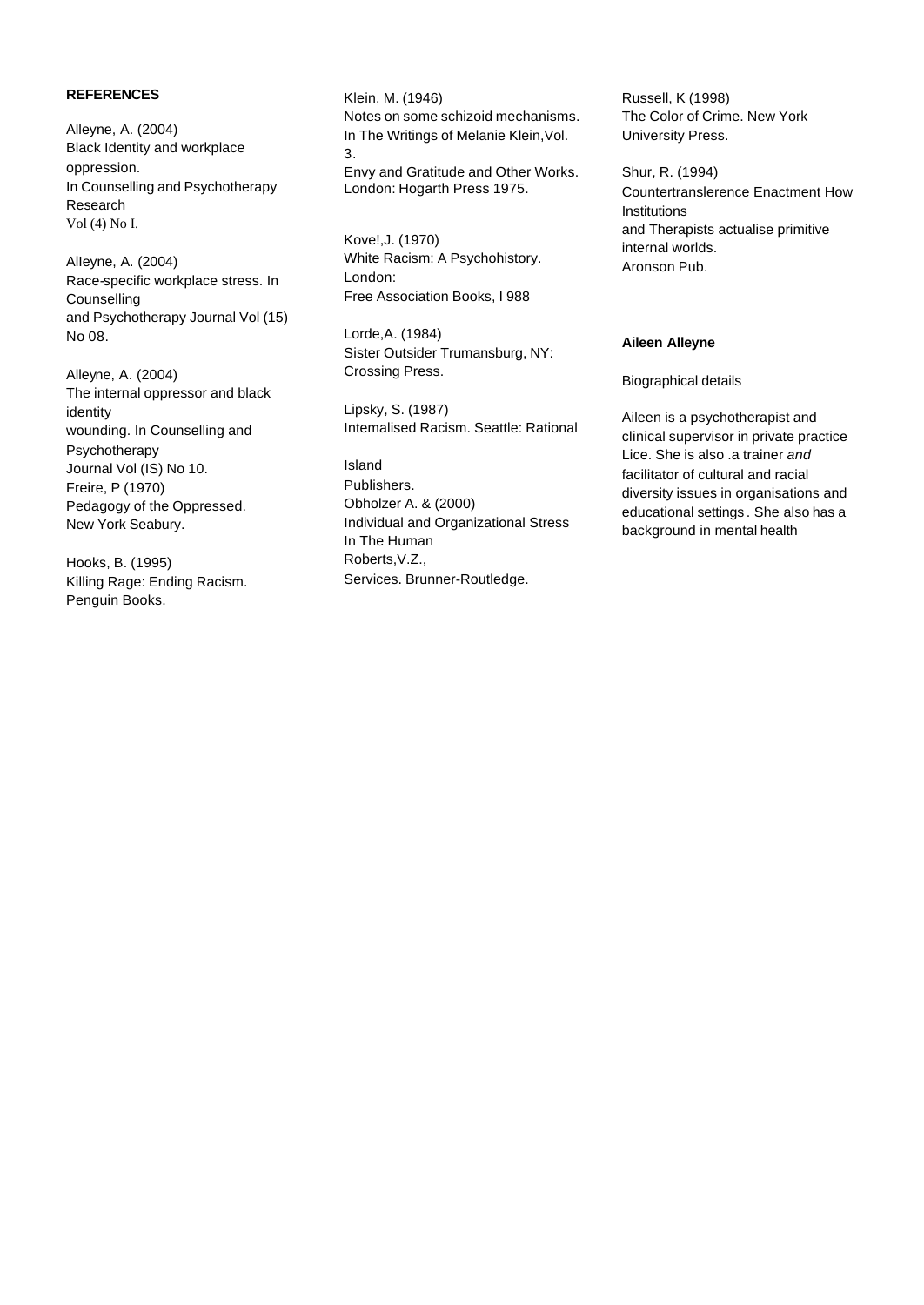## REFERENCES

Alleyne, A. (2004)
Black Identity and workplace oppression.
In Counselling and Psychotherapy Research
Vol (4) No I.

Alleyne, A. (2004)
Race-specific workplace stress. In Counselling
and Psychotherapy Journal Vol (15) No 08.

Alleyne, A. (2004)
The internal oppressor and black identity
wounding. In Counselling and Psychotherapy
Journal Vol (IS) No 10.
Freire, P (1970)
Pedagogy of the Oppressed.
New York Seabury.

Hooks, B. (1995)
Killing Rage: Ending Racism.
Penguin Books.

Klein, M. (1946)
Notes on some schizoid mechanisms.
In The Writings of Melanie Klein,Vol. 3.
Envy and Gratitude and Other Works.
London: Hogarth Press 1975.

Kove!,J. (1970)
White Racism: A Psychohistory.
London:
Free Association Books, I 988

Lorde,A. (1984)
Sister Outsider Trumansburg, NY:
Crossing Press.

Lipsky, S. (1987)
Intemalised Racism. Seattle: Rational

Island
Publishers.
Obholzer A. & (2000)
Individual and Organizational Stress
In The Human
Roberts,V.Z.,
Services. Brunner-Routledge.

Russell, K (1998)
The Color of Crime. New York
University Press.

Shur, R. (1994)
Countertranslerence Enactment How Institutions
and Therapists actualise primitive internal worlds.
Aronson Pub.

**Aileen Alleyne**

Biographical details

Aileen is a psychotherapist and clinical supervisor in private practice Lice. She is also .a trainer *and* facilitator of cultural and racial diversity issues in organisations and educational settings. She also has a background in mental health